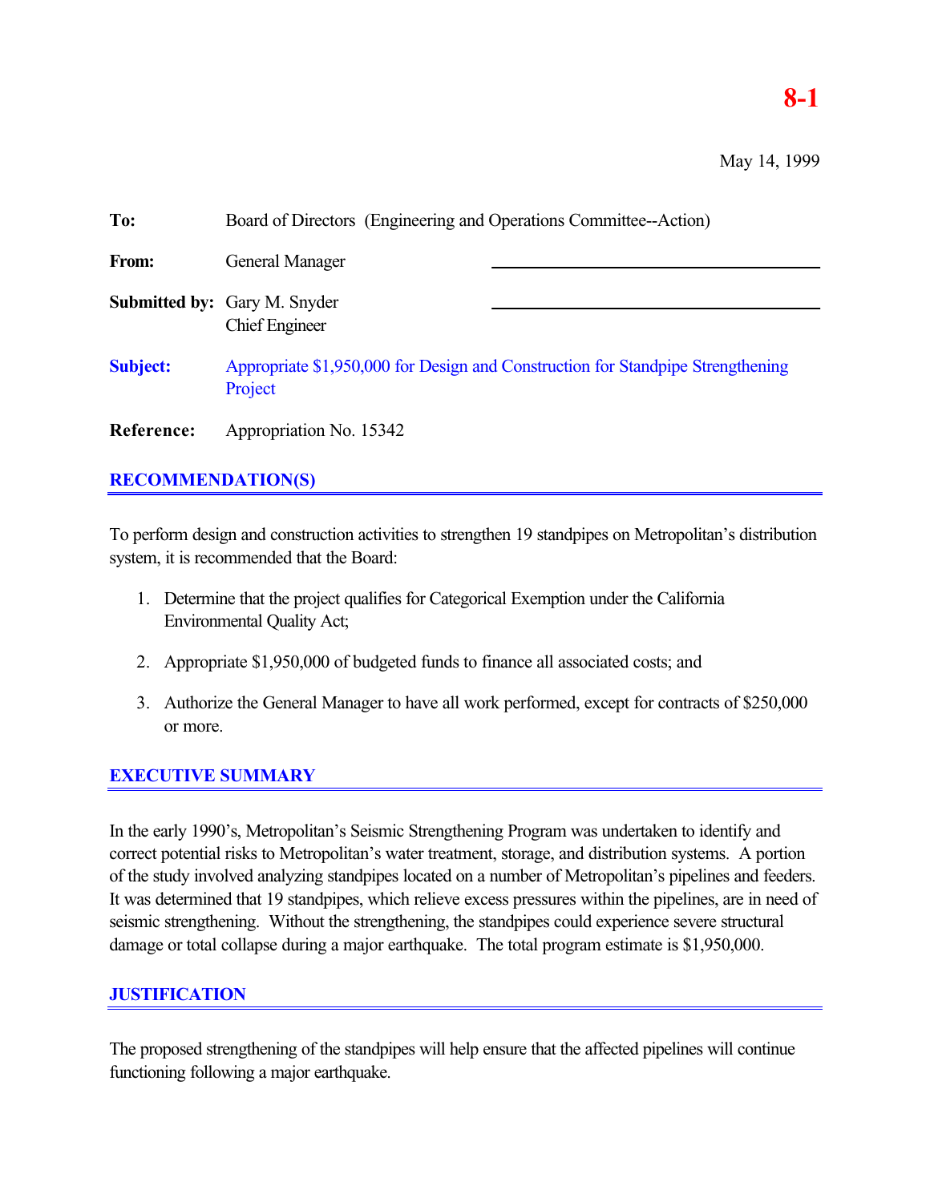**8-1**

May 14, 1999

**To:** Board of Directors (Engineering and Operations Committee--Action)

**From:** General Manager

**Submitted by:** Gary M. Snyder
Chief Engineer

**Subject:** Appropriate $1,950,000 for Design and Construction for Standpipe Strengthening Project

**Reference:** Appropriation No. 15342

## RECOMMENDATION(S)

To perform design and construction activities to strengthen 19 standpipes on Metropolitan's distribution system, it is recommended that the Board:

1. Determine that the project qualifies for Categorical Exemption under the California Environmental Quality Act;
2. Appropriate $1,950,000 of budgeted funds to finance all associated costs; and
3. Authorize the General Manager to have all work performed, except for contracts of $250,000 or more.

## EXECUTIVE SUMMARY

In the early 1990's, Metropolitan's Seismic Strengthening Program was undertaken to identify and correct potential risks to Metropolitan's water treatment, storage, and distribution systems. A portion of the study involved analyzing standpipes located on a number of Metropolitan's pipelines and feeders. It was determined that 19 standpipes, which relieve excess pressures within the pipelines, are in need of seismic strengthening. Without the strengthening, the standpipes could experience severe structural damage or total collapse during a major earthquake. The total program estimate is $1,950,000.

## JUSTIFICATION

The proposed strengthening of the standpipes will help ensure that the affected pipelines will continue functioning following a major earthquake.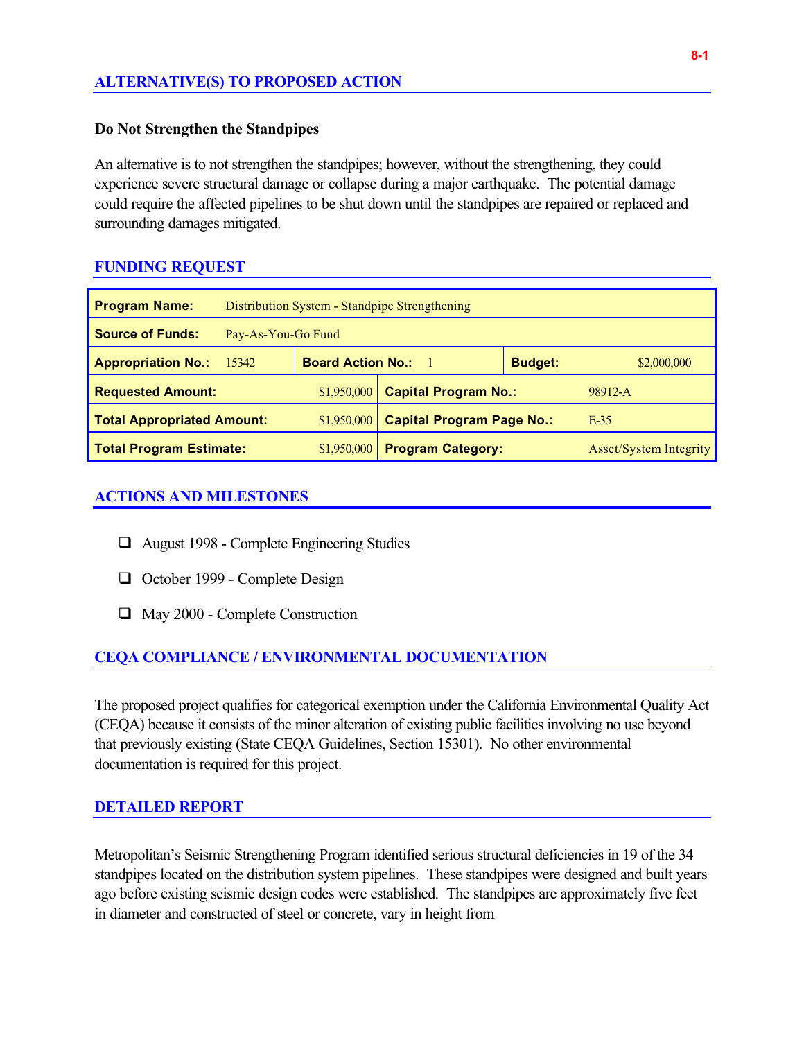## ALTERNATIVE(S) TO PROPOSED ACTION

**Do Not Strengthen the Standpipes**

An alternative is to not strengthen the standpipes; however, without the strengthening, they could experience severe structural damage or collapse during a major earthquake. The potential damage could require the affected pipelines to be shut down until the standpipes are repaired or replaced and surrounding damages mitigated.

## FUNDING REQUEST

| **Program Name:** | Distribution System - Standpipe Strengthening | | | | |
|---|---|---|---|---|---|
| **Source of Funds:** | Pay-As-You-Go Fund | | | | |
| **Appropriation No.:** | 15342 | **Board Action No.:** | 1 | **Budget:** | $2,000,000 |
| **Requested Amount:** | $1,950,000 | **Capital Program No.:** | 98912-A | | |
| **Total Appropriated Amount:** | $1,950,000 | **Capital Program Page No.:** | E-35 | | |
| **Total Program Estimate:** | $1,950,000 | **Program Category:** | Asset/System Integrity | | |

## ACTIONS AND MILESTONES

- August 1998 - Complete Engineering Studies
- October 1999 - Complete Design
- May 2000 - Complete Construction

## CEQA COMPLIANCE / ENVIRONMENTAL DOCUMENTATION

The proposed project qualifies for categorical exemption under the California Environmental Quality Act (CEQA) because it consists of the minor alteration of existing public facilities involving no use beyond that previously existing (State CEQA Guidelines, Section 15301). No other environmental documentation is required for this project.

## DETAILED REPORT

Metropolitan's Seismic Strengthening Program identified serious structural deficiencies in 19 of the 34 standpipes located on the distribution system pipelines. These standpipes were designed and built years ago before existing seismic design codes were established. The standpipes are approximately five feet in diameter and constructed of steel or concrete, vary in height from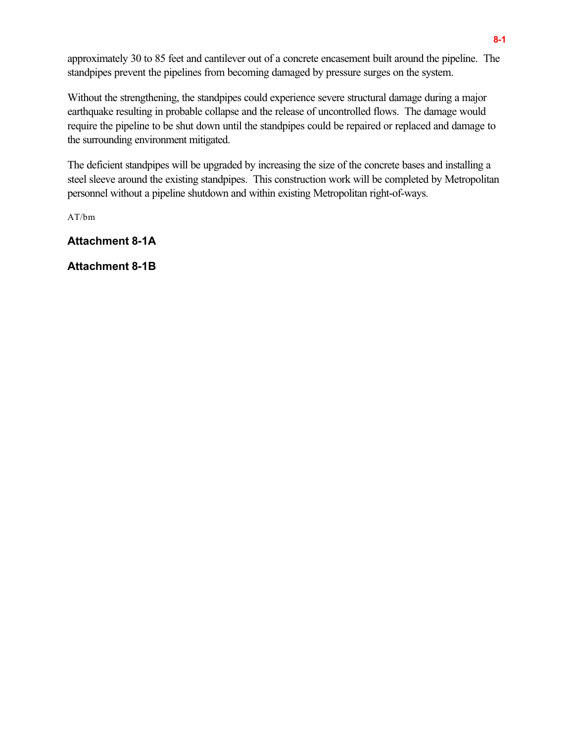approximately 30 to 85 feet and cantilever out of a concrete encasement built around the pipeline. The standpipes prevent the pipelines from becoming damaged by pressure surges on the system.

Without the strengthening, the standpipes could experience severe structural damage during a major earthquake resulting in probable collapse and the release of uncontrolled flows. The damage would require the pipeline to be shut down until the standpipes could be repaired or replaced and damage to the surrounding environment mitigated.

The deficient standpipes will be upgraded by increasing the size of the concrete bases and installing a steel sleeve around the existing standpipes. This construction work will be completed by Metropolitan personnel without a pipeline shutdown and within existing Metropolitan right-of-ways.

AT/bm

**Attachment 8-1A**

**Attachment 8-1B**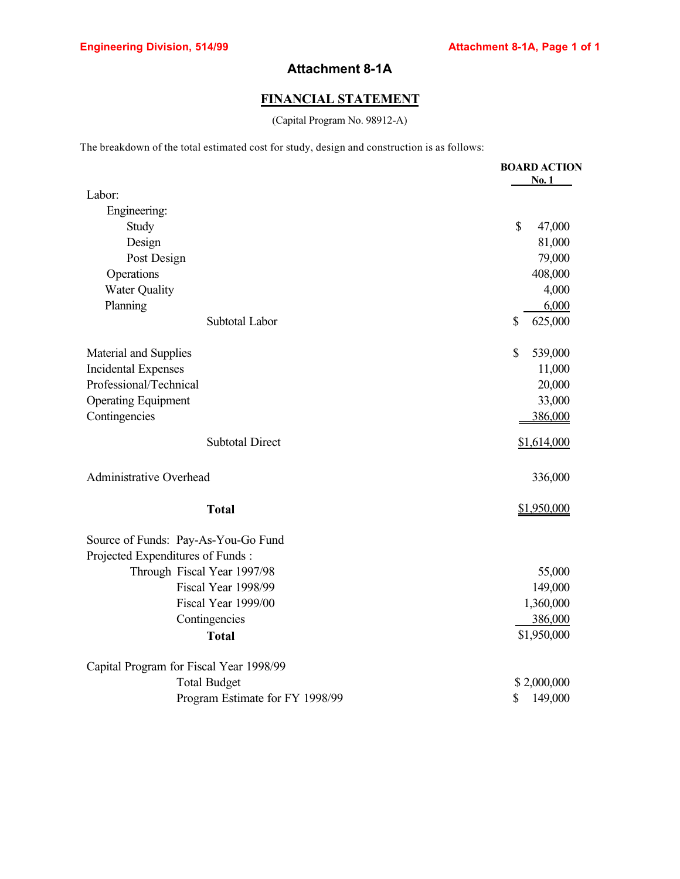# Attachment 8-1A

## FINANCIAL STATEMENT

(Capital Program No. 98912-A)

The breakdown of the total estimated cost for study, design and construction is as follows:

| | BOARD ACTION No. 1 |
|---|---|
| Labor: | |
| Engineering: | |
| Study | $ 47,000 |
| Design | 81,000 |
| Post Design | 79,000 |
| Operations | 408,000 |
| Water Quality | 4,000 |
| Planning | 6,000 |
| Subtotal Labor | $ 625,000 |
| | |
| Material and Supplies | $ 539,000 |
| Incidental Expenses | 11,000 |
| Professional/Technical | 20,000 |
| Operating Equipment | 33,000 |
| Contingencies | 386,000 |
| Subtotal Direct | $1,614,000 |
| | |
| Administrative Overhead | 336,000 |
| | |
| **Total** | $1,950,000 |
| | |
| Source of Funds: Pay-As-You-Go Fund | |
| Projected Expenditures of Funds : | |
| Through Fiscal Year 1997/98 | 55,000 |
| Fiscal Year 1998/99 | 149,000 |
| Fiscal Year 1999/00 | 1,360,000 |
| Contingencies | 386,000 |
| **Total** | $1,950,000 |
| | |
| Capital Program for Fiscal Year 1998/99 | |
| Total Budget | $ 2,000,000 |
| Program Estimate for FY 1998/99 | $ 149,000 |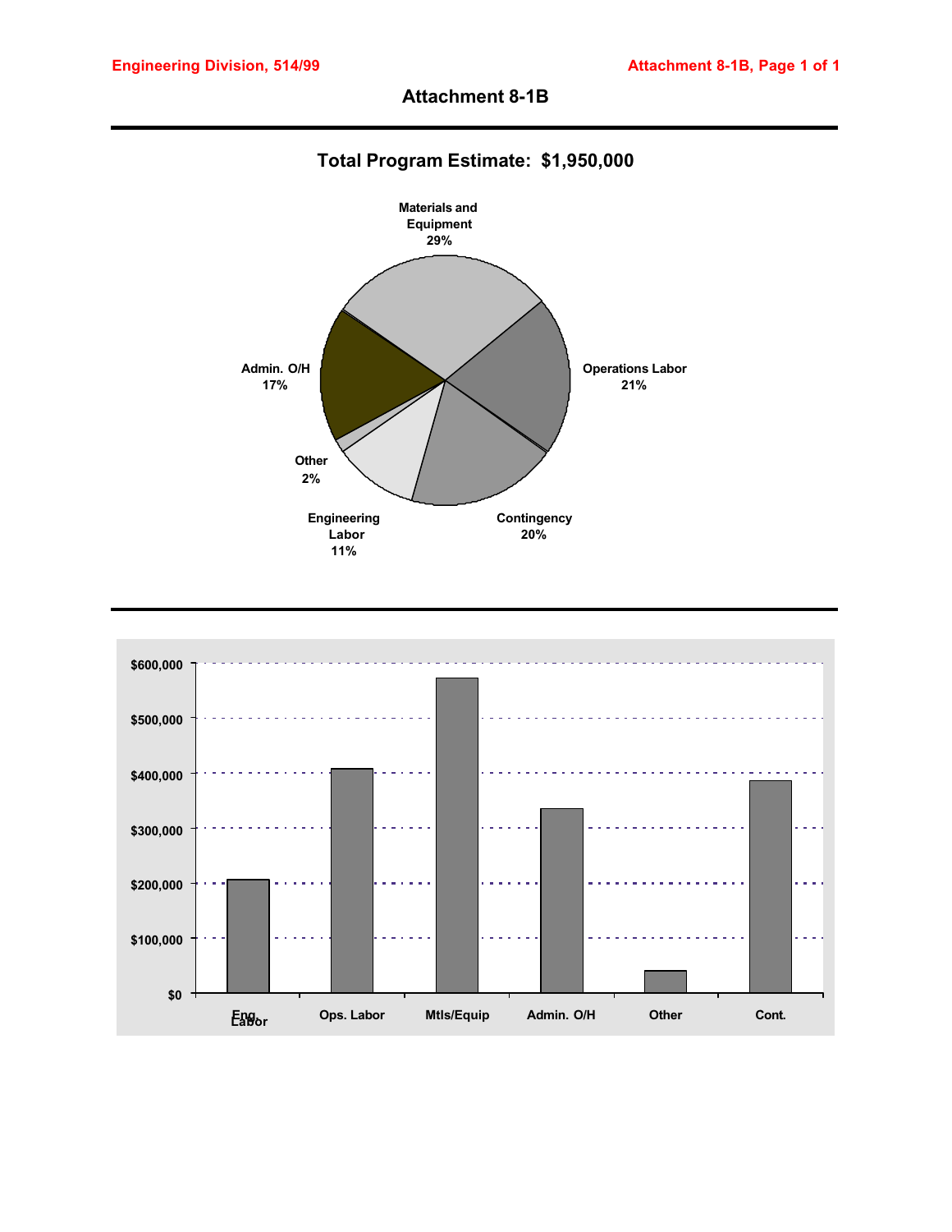# Attachment 8-1B

## Total Program Estimate: $1,950,000

Materials and Equipment 29%

Operations Labor 21%

Contingency 20%

Engineering Labor 11%

Other 2%

Admin. O/H 17%

$600,000
$500,000
$400,000
$300,000
$200,000
$100,000
$0

Eng. Labor
Ops. Labor
Mtls/Equip
Admin. O/H
Other
Cont.